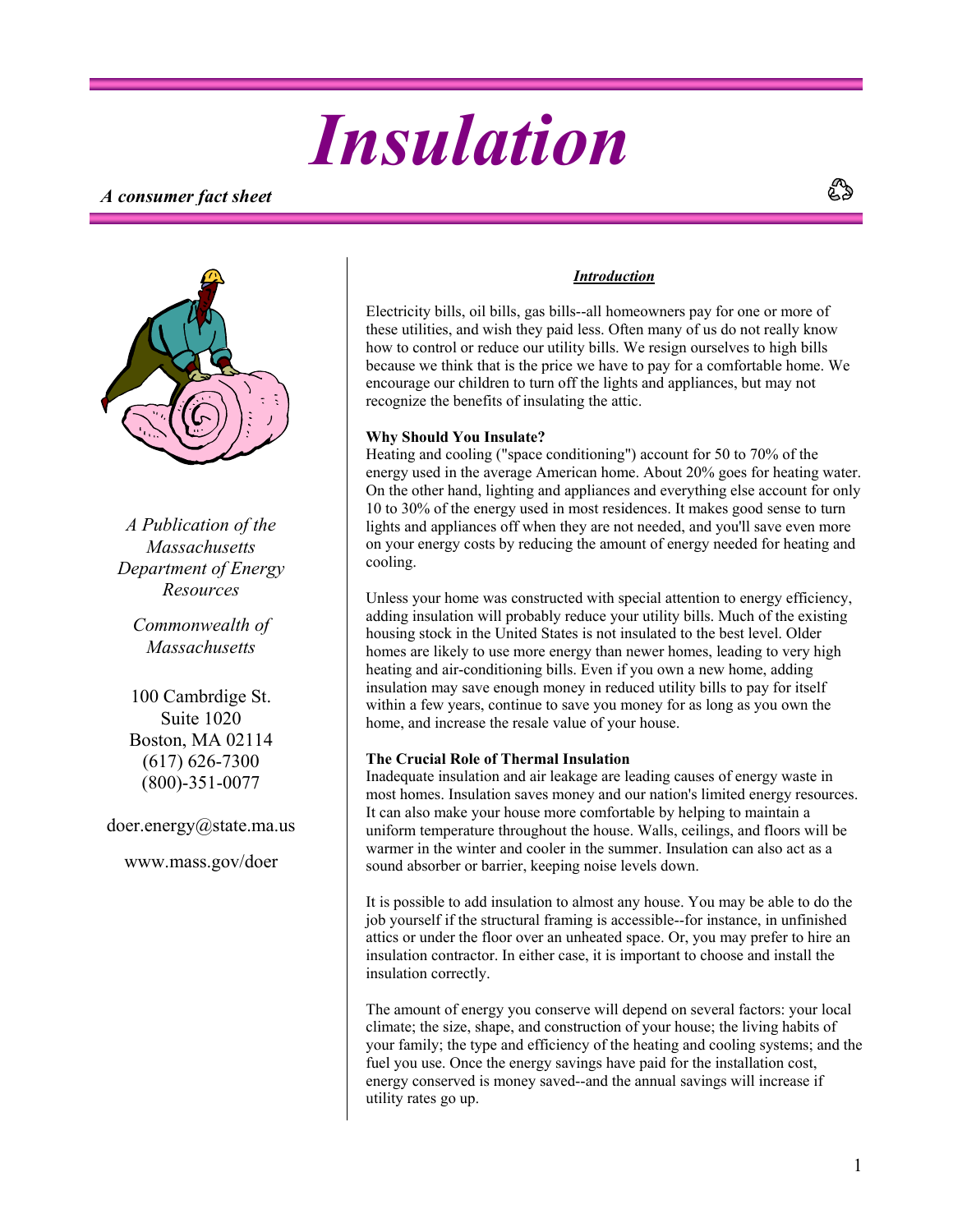# Insulation

***A consumer fact sheet***

*A Publication of the Massachusetts Department of Energy Resources*

*Commonwealth of Massachusetts*

100 Cambrdige St.
Suite 1020
Boston, MA 02114
(617) 626-7300
(800)-351-0077

doer.energy@state.ma.us

www.mass.gov/doer

## ***Introduction***

Electricity bills, oil bills, gas bills--all homeowners pay for one or more of these utilities, and wish they paid less. Often many of us do not really know how to control or reduce our utility bills. We resign ourselves to high bills because we think that is the price we have to pay for a comfortable home. We encourage our children to turn off the lights and appliances, but may not recognize the benefits of insulating the attic.

### Why Should You Insulate?

Heating and cooling ("space conditioning") account for 50 to 70% of the energy used in the average American home. About 20% goes for heating water. On the other hand, lighting and appliances and everything else account for only 10 to 30% of the energy used in most residences. It makes good sense to turn lights and appliances off when they are not needed, and you'll save even more on your energy costs by reducing the amount of energy needed for heating and cooling.

Unless your home was constructed with special attention to energy efficiency, adding insulation will probably reduce your utility bills. Much of the existing housing stock in the United States is not insulated to the best level. Older homes are likely to use more energy than newer homes, leading to very high heating and air-conditioning bills. Even if you own a new home, adding insulation may save enough money in reduced utility bills to pay for itself within a few years, continue to save you money for as long as you own the home, and increase the resale value of your house.

### The Crucial Role of Thermal Insulation

Inadequate insulation and air leakage are leading causes of energy waste in most homes. Insulation saves money and our nation's limited energy resources. It can also make your house more comfortable by helping to maintain a uniform temperature throughout the house. Walls, ceilings, and floors will be warmer in the winter and cooler in the summer. Insulation can also act as a sound absorber or barrier, keeping noise levels down.

It is possible to add insulation to almost any house. You may be able to do the job yourself if the structural framing is accessible--for instance, in unfinished attics or under the floor over an unheated space. Or, you may prefer to hire an insulation contractor. In either case, it is important to choose and install the insulation correctly.

The amount of energy you conserve will depend on several factors: your local climate; the size, shape, and construction of your house; the living habits of your family; the type and efficiency of the heating and cooling systems; and the fuel you use. Once the energy savings have paid for the installation cost, energy conserved is money saved--and the annual savings will increase if utility rates go up.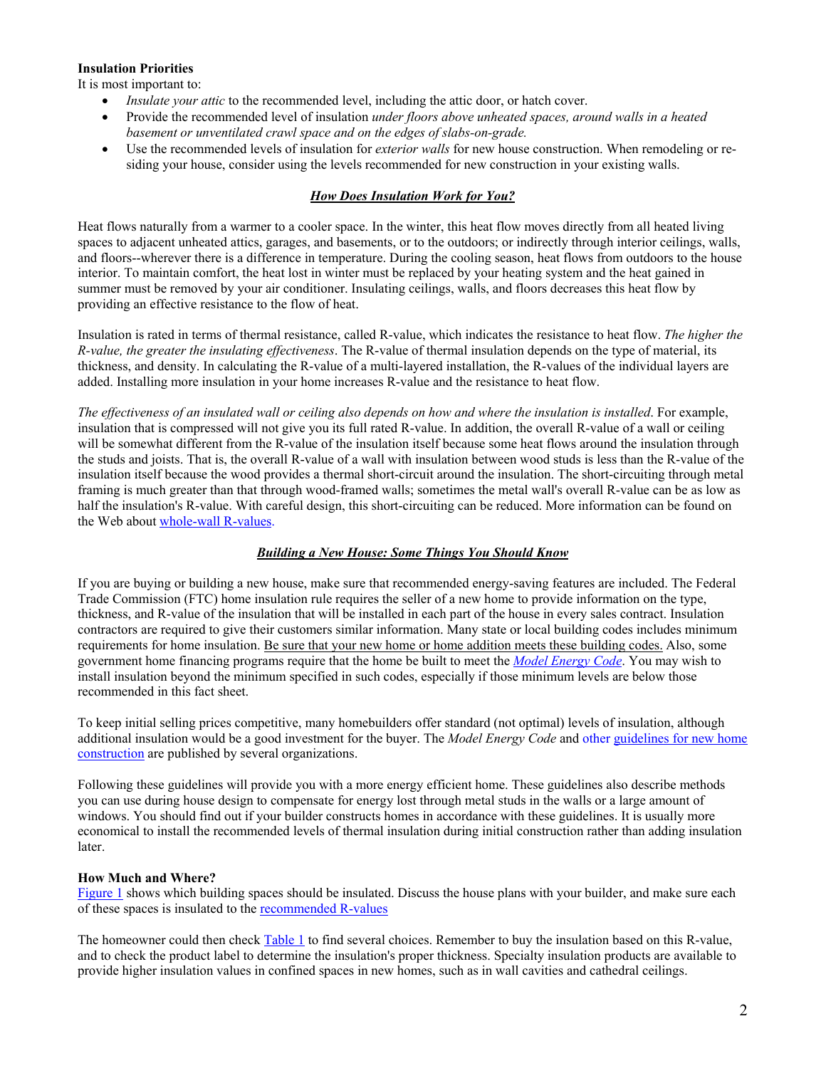**Insulation Priorities**

It is most important to:

- *Insulate your attic* to the recommended level, including the attic door, or hatch cover.
- Provide the recommended level of insulation *under floors above unheated spaces, around walls in a heated basement or unventilated crawl space and on the edges of slabs-on-grade.*
- Use the recommended levels of insulation for *exterior walls* for new house construction. When remodeling or re-siding your house, consider using the levels recommended for new construction in your existing walls.

## ***How Does Insulation Work for You?***

Heat flows naturally from a warmer to a cooler space. In the winter, this heat flow moves directly from all heated living spaces to adjacent unheated attics, garages, and basements, or to the outdoors; or indirectly through interior ceilings, walls, and floors--wherever there is a difference in temperature. During the cooling season, heat flows from outdoors to the house interior. To maintain comfort, the heat lost in winter must be replaced by your heating system and the heat gained in summer must be removed by your air conditioner. Insulating ceilings, walls, and floors decreases this heat flow by providing an effective resistance to the flow of heat.

Insulation is rated in terms of thermal resistance, called R-value, which indicates the resistance to heat flow. *The higher the R-value, the greater the insulating effectiveness*. The R-value of thermal insulation depends on the type of material, its thickness, and density. In calculating the R-value of a multi-layered installation, the R-values of the individual layers are added. Installing more insulation in your home increases R-value and the resistance to heat flow.

*The effectiveness of an insulated wall or ceiling also depends on how and where the insulation is installed*. For example, insulation that is compressed will not give you its full rated R-value. In addition, the overall R-value of a wall or ceiling will be somewhat different from the R-value of the insulation itself because some heat flows around the insulation through the studs and joists. That is, the overall R-value of a wall with insulation between wood studs is less than the R-value of the insulation itself because the wood provides a thermal short-circuit around the insulation. The short-circuiting through metal framing is much greater than that through wood-framed walls; sometimes the metal wall's overall R-value can be as low as half the insulation's R-value. With careful design, this short-circuiting can be reduced. More information can be found on the Web about whole-wall R-values.

## ***Building a New House: Some Things You Should Know***

If you are buying or building a new house, make sure that recommended energy-saving features are included. The Federal Trade Commission (FTC) home insulation rule requires the seller of a new home to provide information on the type, thickness, and R-value of the insulation that will be installed in each part of the house in every sales contract. Insulation contractors are required to give their customers similar information. Many state or local building codes includes minimum requirements for home insulation. Be sure that your new home or home addition meets these building codes. Also, some government home financing programs require that the home be built to meet the *Model Energy Code*. You may wish to install insulation beyond the minimum specified in such codes, especially if those minimum levels are below those recommended in this fact sheet.

To keep initial selling prices competitive, many homebuilders offer standard (not optimal) levels of insulation, although additional insulation would be a good investment for the buyer. The *Model Energy Code* and other guidelines for new home construction are published by several organizations.

Following these guidelines will provide you with a more energy efficient home. These guidelines also describe methods you can use during house design to compensate for energy lost through metal studs in the walls or a large amount of windows. You should find out if your builder constructs homes in accordance with these guidelines. It is usually more economical to install the recommended levels of thermal insulation during initial construction rather than adding insulation later.

**How Much and Where?**

Figure 1 shows which building spaces should be insulated. Discuss the house plans with your builder, and make sure each of these spaces is insulated to the recommended R-values

The homeowner could then check Table 1 to find several choices. Remember to buy the insulation based on this R-value, and to check the product label to determine the insulation's proper thickness. Specialty insulation products are available to provide higher insulation values in confined spaces in new homes, such as in wall cavities and cathedral ceilings.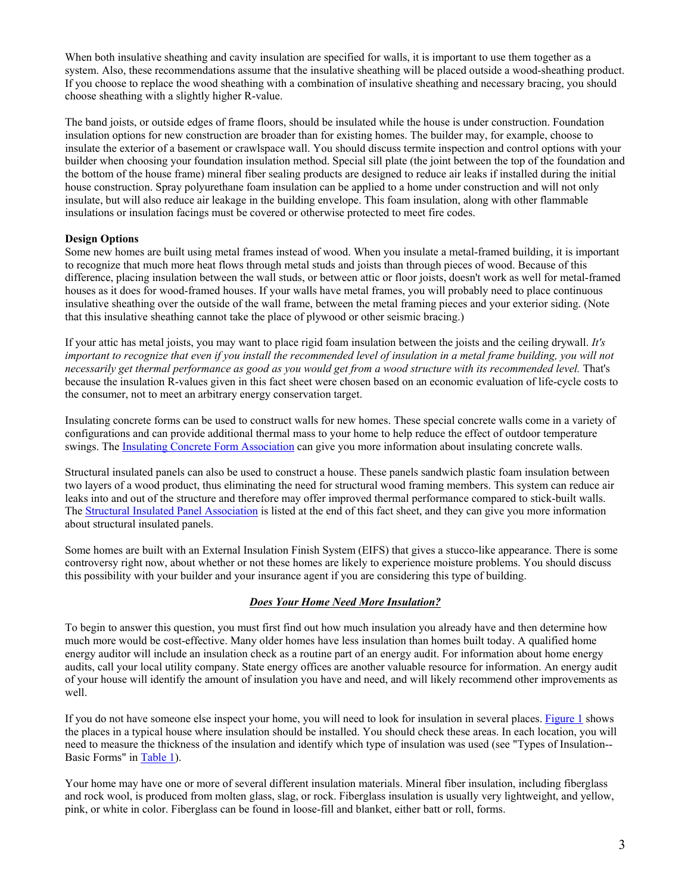When both insulative sheathing and cavity insulation are specified for walls, it is important to use them together as a system. Also, these recommendations assume that the insulative sheathing will be placed outside a wood-sheathing product. If you choose to replace the wood sheathing with a combination of insulative sheathing and necessary bracing, you should choose sheathing with a slightly higher R-value.

The band joists, or outside edges of frame floors, should be insulated while the house is under construction. Foundation insulation options for new construction are broader than for existing homes. The builder may, for example, choose to insulate the exterior of a basement or crawlspace wall. You should discuss termite inspection and control options with your builder when choosing your foundation insulation method. Special sill plate (the joint between the top of the foundation and the bottom of the house frame) mineral fiber sealing products are designed to reduce air leaks if installed during the initial house construction. Spray polyurethane foam insulation can be applied to a home under construction and will not only insulate, but will also reduce air leakage in the building envelope. This foam insulation, along with other flammable insulations or insulation facings must be covered or otherwise protected to meet fire codes.

**Design Options**

Some new homes are built using metal frames instead of wood. When you insulate a metal-framed building, it is important to recognize that much more heat flows through metal studs and joists than through pieces of wood. Because of this difference, placing insulation between the wall studs, or between attic or floor joists, doesn't work as well for metal-framed houses as it does for wood-framed houses. If your walls have metal frames, you will probably need to place continuous insulative sheathing over the outside of the wall frame, between the metal framing pieces and your exterior siding. (Note that this insulative sheathing cannot take the place of plywood or other seismic bracing.)

If your attic has metal joists, you may want to place rigid foam insulation between the joists and the ceiling drywall. *It's important to recognize that even if you install the recommended level of insulation in a metal frame building, you will not necessarily get thermal performance as good as you would get from a wood structure with its recommended level.* That's because the insulation R-values given in this fact sheet were chosen based on an economic evaluation of life-cycle costs to the consumer, not to meet an arbitrary energy conservation target.

Insulating concrete forms can be used to construct walls for new homes. These special concrete walls come in a variety of configurations and can provide additional thermal mass to your home to help reduce the effect of outdoor temperature swings. The Insulating Concrete Form Association can give you more information about insulating concrete walls.

Structural insulated panels can also be used to construct a house. These panels sandwich plastic foam insulation between two layers of a wood product, thus eliminating the need for structural wood framing members. This system can reduce air leaks into and out of the structure and therefore may offer improved thermal performance compared to stick-built walls. The Structural Insulated Panel Association is listed at the end of this fact sheet, and they can give you more information about structural insulated panels.

Some homes are built with an External Insulation Finish System (EIFS) that gives a stucco-like appearance. There is some controversy right now, about whether or not these homes are likely to experience moisture problems. You should discuss this possibility with your builder and your insurance agent if you are considering this type of building.

## ***Does Your Home Need More Insulation?***

To begin to answer this question, you must first find out how much insulation you already have and then determine how much more would be cost-effective. Many older homes have less insulation than homes built today. A qualified home energy auditor will include an insulation check as a routine part of an energy audit. For information about home energy audits, call your local utility company. State energy offices are another valuable resource for information. An energy audit of your house will identify the amount of insulation you have and need, and will likely recommend other improvements as well.

If you do not have someone else inspect your home, you will need to look for insulation in several places. Figure 1 shows the places in a typical house where insulation should be installed. You should check these areas. In each location, you will need to measure the thickness of the insulation and identify which type of insulation was used (see "Types of Insulation--Basic Forms" in Table 1).

Your home may have one or more of several different insulation materials. Mineral fiber insulation, including fiberglass and rock wool, is produced from molten glass, slag, or rock. Fiberglass insulation is usually very lightweight, and yellow, pink, or white in color. Fiberglass can be found in loose-fill and blanket, either batt or roll, forms.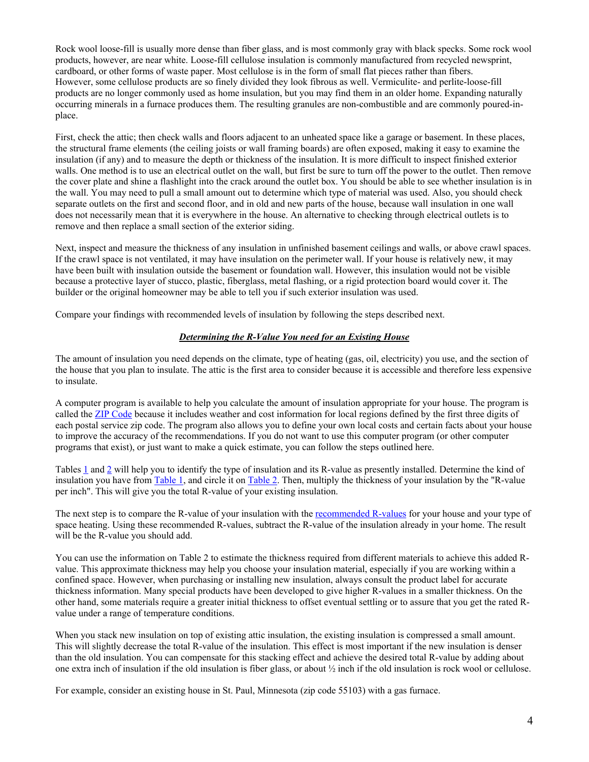Rock wool loose-fill is usually more dense than fiber glass, and is most commonly gray with black specks. Some rock wool products, however, are near white. Loose-fill cellulose insulation is commonly manufactured from recycled newsprint, cardboard, or other forms of waste paper. Most cellulose is in the form of small flat pieces rather than fibers. However, some cellulose products are so finely divided they look fibrous as well. Vermiculite- and perlite-loose-fill products are no longer commonly used as home insulation, but you may find them in an older home. Expanding naturally occurring minerals in a furnace produces them. The resulting granules are non-combustible and are commonly poured-in-place.

First, check the attic; then check walls and floors adjacent to an unheated space like a garage or basement. In these places, the structural frame elements (the ceiling joists or wall framing boards) are often exposed, making it easy to examine the insulation (if any) and to measure the depth or thickness of the insulation. It is more difficult to inspect finished exterior walls. One method is to use an electrical outlet on the wall, but first be sure to turn off the power to the outlet. Then remove the cover plate and shine a flashlight into the crack around the outlet box. You should be able to see whether insulation is in the wall. You may need to pull a small amount out to determine which type of material was used. Also, you should check separate outlets on the first and second floor, and in old and new parts of the house, because wall insulation in one wall does not necessarily mean that it is everywhere in the house. An alternative to checking through electrical outlets is to remove and then replace a small section of the exterior siding.

Next, inspect and measure the thickness of any insulation in unfinished basement ceilings and walls, or above crawl spaces. If the crawl space is not ventilated, it may have insulation on the perimeter wall. If your house is relatively new, it may have been built with insulation outside the basement or foundation wall. However, this insulation would not be visible because a protective layer of stucco, plastic, fiberglass, metal flashing, or a rigid protection board would cover it. The builder or the original homeowner may be able to tell you if such exterior insulation was used.

Compare your findings with recommended levels of insulation by following the steps described next.

## ***Determining the R-Value You need for an Existing House***

The amount of insulation you need depends on the climate, type of heating (gas, oil, electricity) you use, and the section of the house that you plan to insulate. The attic is the first area to consider because it is accessible and therefore less expensive to insulate.

A computer program is available to help you calculate the amount of insulation appropriate for your house. The program is called the ZIP Code because it includes weather and cost information for local regions defined by the first three digits of each postal service zip code. The program also allows you to define your own local costs and certain facts about your house to improve the accuracy of the recommendations. If you do not want to use this computer program (or other computer programs that exist), or just want to make a quick estimate, you can follow the steps outlined here.

Tables 1 and 2 will help you to identify the type of insulation and its R-value as presently installed. Determine the kind of insulation you have from Table 1, and circle it on Table 2. Then, multiply the thickness of your insulation by the "R-value per inch". This will give you the total R-value of your existing insulation.

The next step is to compare the R-value of your insulation with the recommended R-values for your house and your type of space heating. Using these recommended R-values, subtract the R-value of the insulation already in your home. The result will be the R-value you should add.

You can use the information on Table 2 to estimate the thickness required from different materials to achieve this added R-value. This approximate thickness may help you choose your insulation material, especially if you are working within a confined space. However, when purchasing or installing new insulation, always consult the product label for accurate thickness information. Many special products have been developed to give higher R-values in a smaller thickness. On the other hand, some materials require a greater initial thickness to offset eventual settling or to assure that you get the rated R-value under a range of temperature conditions.

When you stack new insulation on top of existing attic insulation, the existing insulation is compressed a small amount. This will slightly decrease the total R-value of the insulation. This effect is most important if the new insulation is denser than the old insulation. You can compensate for this stacking effect and achieve the desired total R-value by adding about one extra inch of insulation if the old insulation is fiber glass, or about ½ inch if the old insulation is rock wool or cellulose.

For example, consider an existing house in St. Paul, Minnesota (zip code 55103) with a gas furnace.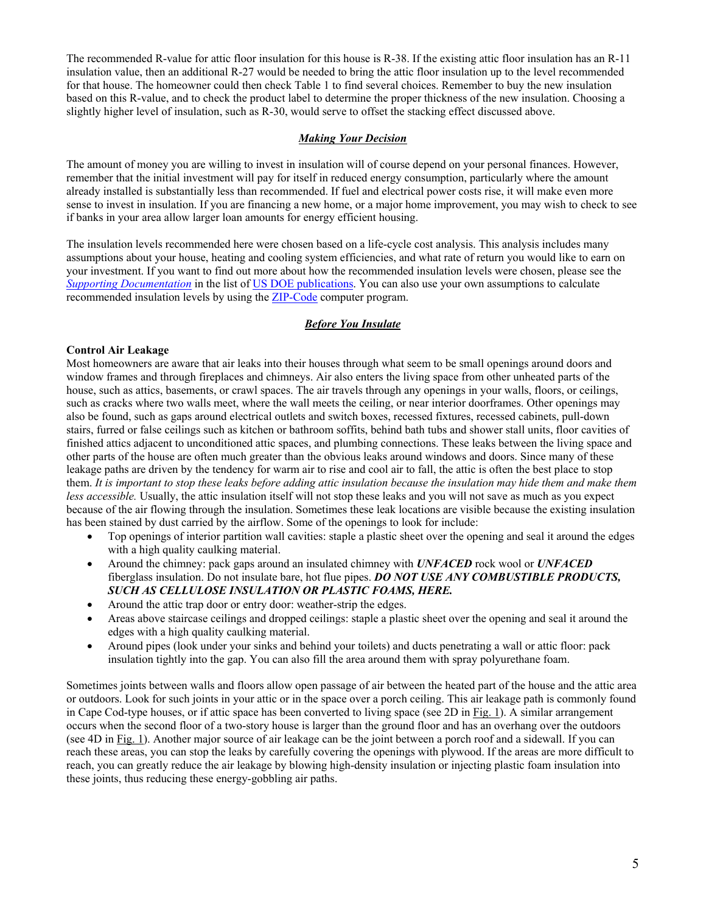The recommended R-value for attic floor insulation for this house is R-38. If the existing attic floor insulation has an R-11 insulation value, then an additional R-27 would be needed to bring the attic floor insulation up to the level recommended for that house. The homeowner could then check Table 1 to find several choices. Remember to buy the new insulation based on this R-value, and to check the product label to determine the proper thickness of the new insulation. Choosing a slightly higher level of insulation, such as R-30, would serve to offset the stacking effect discussed above.

## ***Making Your Decision***

The amount of money you are willing to invest in insulation will of course depend on your personal finances. However, remember that the initial investment will pay for itself in reduced energy consumption, particularly where the amount already installed is substantially less than recommended. If fuel and electrical power costs rise, it will make even more sense to invest in insulation. If you are financing a new home, or a major home improvement, you may wish to check to see if banks in your area allow larger loan amounts for energy efficient housing.

The insulation levels recommended here were chosen based on a life-cycle cost analysis. This analysis includes many assumptions about your house, heating and cooling system efficiencies, and what rate of return you would like to earn on your investment. If you want to find out more about how the recommended insulation levels were chosen, please see the *Supporting Documentation* in the list of US DOE publications. You can also use your own assumptions to calculate recommended insulation levels by using the ZIP-Code computer program.

## ***Before You Insulate***

**Control Air Leakage**

Most homeowners are aware that air leaks into their houses through what seem to be small openings around doors and window frames and through fireplaces and chimneys. Air also enters the living space from other unheated parts of the house, such as attics, basements, or crawl spaces. The air travels through any openings in your walls, floors, or ceilings, such as cracks where two walls meet, where the wall meets the ceiling, or near interior doorframes. Other openings may also be found, such as gaps around electrical outlets and switch boxes, recessed fixtures, recessed cabinets, pull-down stairs, furred or false ceilings such as kitchen or bathroom soffits, behind bath tubs and shower stall units, floor cavities of finished attics adjacent to unconditioned attic spaces, and plumbing connections. These leaks between the living space and other parts of the house are often much greater than the obvious leaks around windows and doors. Since many of these leakage paths are driven by the tendency for warm air to rise and cool air to fall, the attic is often the best place to stop them. *It is important to stop these leaks before adding attic insulation because the insulation may hide them and make them less accessible.* Usually, the attic insulation itself will not stop these leaks and you will not save as much as you expect because of the air flowing through the insulation. Sometimes these leak locations are visible because the existing insulation has been stained by dust carried by the airflow. Some of the openings to look for include:

- Top openings of interior partition wall cavities: staple a plastic sheet over the opening and seal it around the edges with a high quality caulking material.
- Around the chimney: pack gaps around an insulated chimney with ***UNFACED*** rock wool or ***UNFACED*** fiberglass insulation. Do not insulate bare, hot flue pipes. ***DO NOT USE ANY COMBUSTIBLE PRODUCTS, SUCH AS CELLULOSE INSULATION OR PLASTIC FOAMS, HERE.***
- Around the attic trap door or entry door: weather-strip the edges.
- Areas above staircase ceilings and dropped ceilings: staple a plastic sheet over the opening and seal it around the edges with a high quality caulking material.
- Around pipes (look under your sinks and behind your toilets) and ducts penetrating a wall or attic floor: pack insulation tightly into the gap. You can also fill the area around them with spray polyurethane foam.

Sometimes joints between walls and floors allow open passage of air between the heated part of the house and the attic area or outdoors. Look for such joints in your attic or in the space over a porch ceiling. This air leakage path is commonly found in Cape Cod-type houses, or if attic space has been converted to living space (see 2D in Fig. 1). A similar arrangement occurs when the second floor of a two-story house is larger than the ground floor and has an overhang over the outdoors (see 4D in Fig. 1). Another major source of air leakage can be the joint between a porch roof and a sidewall. If you can reach these areas, you can stop the leaks by carefully covering the openings with plywood. If the areas are more difficult to reach, you can greatly reduce the air leakage by blowing high-density insulation or injecting plastic foam insulation into these joints, thus reducing these energy-gobbling air paths.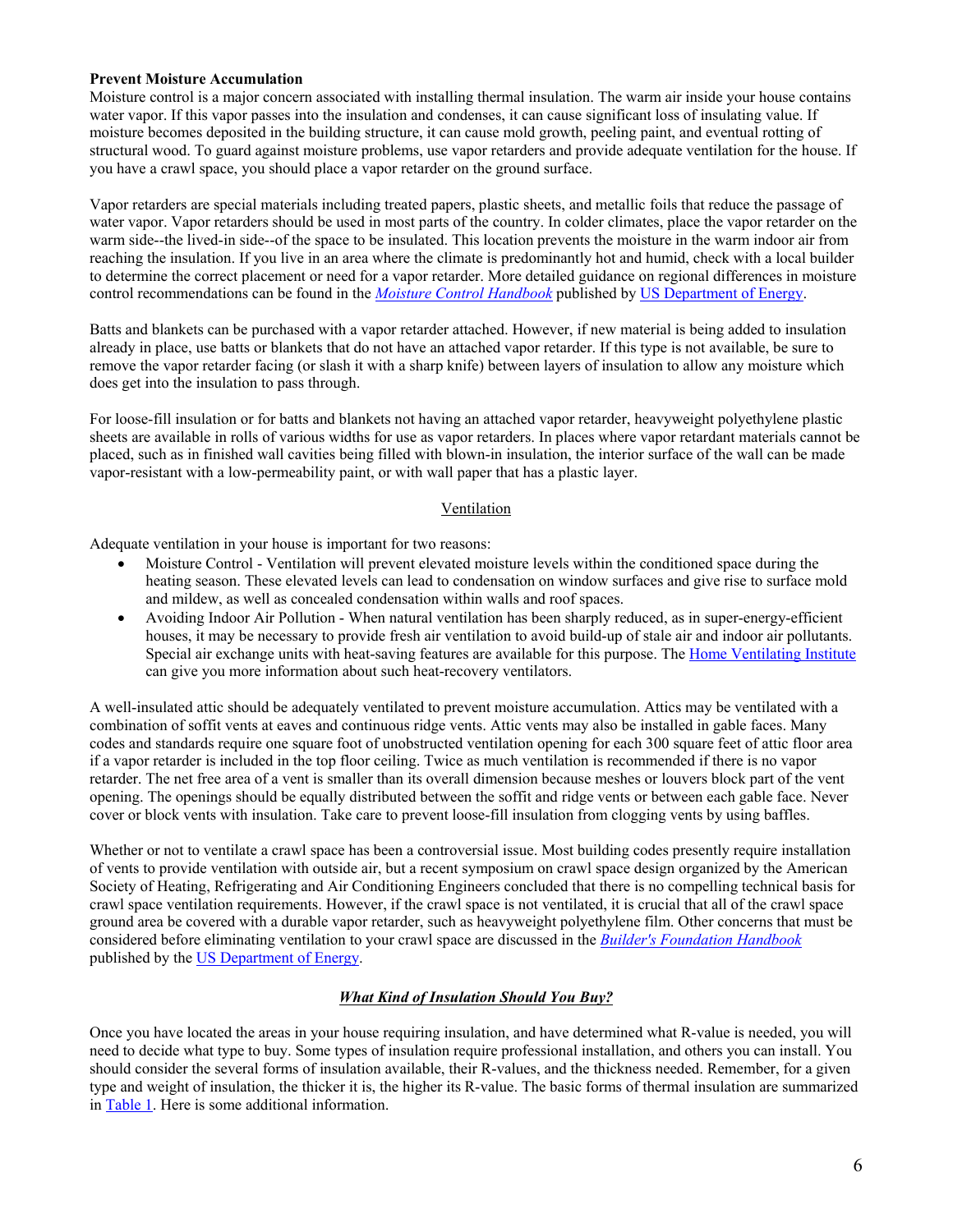**Prevent Moisture Accumulation**

Moisture control is a major concern associated with installing thermal insulation. The warm air inside your house contains water vapor. If this vapor passes into the insulation and condenses, it can cause significant loss of insulating value. If moisture becomes deposited in the building structure, it can cause mold growth, peeling paint, and eventual rotting of structural wood. To guard against moisture problems, use vapor retarders and provide adequate ventilation for the house. If you have a crawl space, you should place a vapor retarder on the ground surface.

Vapor retarders are special materials including treated papers, plastic sheets, and metallic foils that reduce the passage of water vapor. Vapor retarders should be used in most parts of the country. In colder climates, place the vapor retarder on the warm side--the lived-in side--of the space to be insulated. This location prevents the moisture in the warm indoor air from reaching the insulation. If you live in an area where the climate is predominantly hot and humid, check with a local builder to determine the correct placement or need for a vapor retarder. More detailed guidance on regional differences in moisture control recommendations can be found in the *Moisture Control Handbook* published by US Department of Energy.

Batts and blankets can be purchased with a vapor retarder attached. However, if new material is being added to insulation already in place, use batts or blankets that do not have an attached vapor retarder. If this type is not available, be sure to remove the vapor retarder facing (or slash it with a sharp knife) between layers of insulation to allow any moisture which does get into the insulation to pass through.

For loose-fill insulation or for batts and blankets not having an attached vapor retarder, heavyweight polyethylene plastic sheets are available in rolls of various widths for use as vapor retarders. In places where vapor retardant materials cannot be placed, such as in finished wall cavities being filled with blown-in insulation, the interior surface of the wall can be made vapor-resistant with a low-permeability paint, or with wall paper that has a plastic layer.

### Ventilation

Adequate ventilation in your house is important for two reasons:

- Moisture Control - Ventilation will prevent elevated moisture levels within the conditioned space during the heating season. These elevated levels can lead to condensation on window surfaces and give rise to surface mold and mildew, as well as concealed condensation within walls and roof spaces.
- Avoiding Indoor Air Pollution - When natural ventilation has been sharply reduced, as in super-energy-efficient houses, it may be necessary to provide fresh air ventilation to avoid build-up of stale air and indoor air pollutants. Special air exchange units with heat-saving features are available for this purpose. The Home Ventilating Institute can give you more information about such heat-recovery ventilators.

A well-insulated attic should be adequately ventilated to prevent moisture accumulation. Attics may be ventilated with a combination of soffit vents at eaves and continuous ridge vents. Attic vents may also be installed in gable faces. Many codes and standards require one square foot of unobstructed ventilation opening for each 300 square feet of attic floor area if a vapor retarder is included in the top floor ceiling. Twice as much ventilation is recommended if there is no vapor retarder. The net free area of a vent is smaller than its overall dimension because meshes or louvers block part of the vent opening. The openings should be equally distributed between the soffit and ridge vents or between each gable face. Never cover or block vents with insulation. Take care to prevent loose-fill insulation from clogging vents by using baffles.

Whether or not to ventilate a crawl space has been a controversial issue. Most building codes presently require installation of vents to provide ventilation with outside air, but a recent symposium on crawl space design organized by the American Society of Heating, Refrigerating and Air Conditioning Engineers concluded that there is no compelling technical basis for crawl space ventilation requirements. However, if the crawl space is not ventilated, it is crucial that all of the crawl space ground area be covered with a durable vapor retarder, such as heavyweight polyethylene film. Other concerns that must be considered before eliminating ventilation to your crawl space are discussed in the *Builder's Foundation Handbook* published by the US Department of Energy.

## ***What Kind of Insulation Should You Buy?***

Once you have located the areas in your house requiring insulation, and have determined what R-value is needed, you will need to decide what type to buy. Some types of insulation require professional installation, and others you can install. You should consider the several forms of insulation available, their R-values, and the thickness needed. Remember, for a given type and weight of insulation, the thicker it is, the higher its R-value. The basic forms of thermal insulation are summarized in Table 1. Here is some additional information.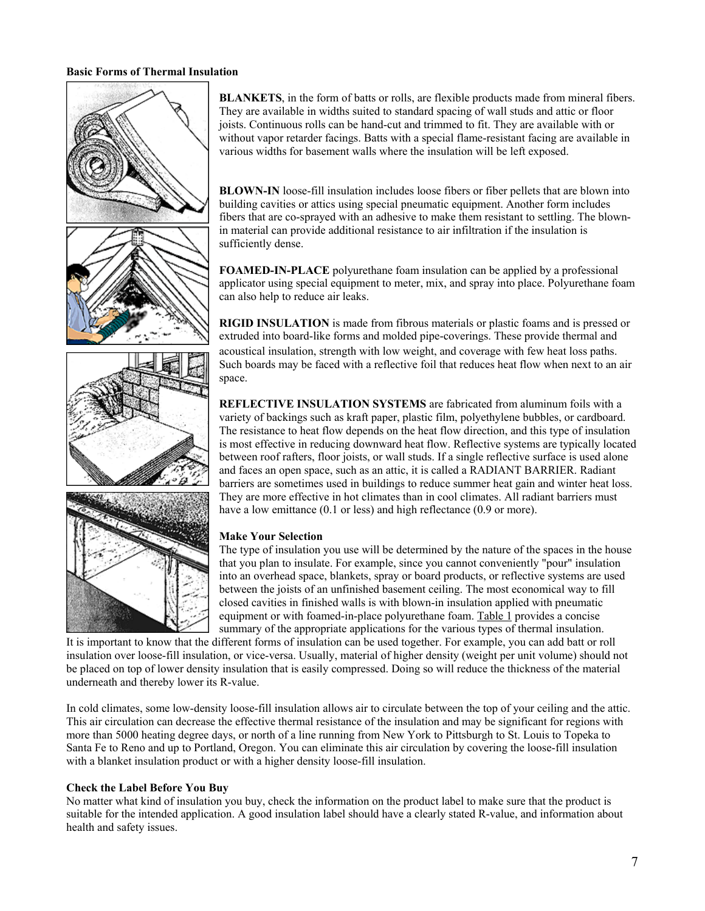**Basic Forms of Thermal Insulation**

**BLANKETS**, in the form of batts or rolls, are flexible products made from mineral fibers. They are available in widths suited to standard spacing of wall studs and attic or floor joists. Continuous rolls can be hand-cut and trimmed to fit. They are available with or without vapor retarder facings. Batts with a special flame-resistant facing are available in various widths for basement walls where the insulation will be left exposed.

**BLOWN-IN** loose-fill insulation includes loose fibers or fiber pellets that are blown into building cavities or attics using special pneumatic equipment. Another form includes fibers that are co-sprayed with an adhesive to make them resistant to settling. The blown-in material can provide additional resistance to air infiltration if the insulation is sufficiently dense.

**FOAMED-IN-PLACE** polyurethane foam insulation can be applied by a professional applicator using special equipment to meter, mix, and spray into place. Polyurethane foam can also help to reduce air leaks.

**RIGID INSULATION** is made from fibrous materials or plastic foams and is pressed or extruded into board-like forms and molded pipe-coverings. These provide thermal and acoustical insulation, strength with low weight, and coverage with few heat loss paths. Such boards may be faced with a reflective foil that reduces heat flow when next to an air space.

**REFLECTIVE INSULATION SYSTEMS** are fabricated from aluminum foils with a variety of backings such as kraft paper, plastic film, polyethylene bubbles, or cardboard. The resistance to heat flow depends on the heat flow direction, and this type of insulation is most effective in reducing downward heat flow. Reflective systems are typically located between roof rafters, floor joists, or wall studs. If a single reflective surface is used alone and faces an open space, such as an attic, it is called a RADIANT BARRIER. Radiant barriers are sometimes used in buildings to reduce summer heat gain and winter heat loss. They are more effective in hot climates than in cool climates. All radiant barriers must have a low emittance (0.1 or less) and high reflectance (0.9 or more).

**Make Your Selection**

The type of insulation you use will be determined by the nature of the spaces in the house that you plan to insulate. For example, since you cannot conveniently "pour" insulation into an overhead space, blankets, spray or board products, or reflective systems are used between the joists of an unfinished basement ceiling. The most economical way to fill closed cavities in finished walls is with blown-in insulation applied with pneumatic equipment or with foamed-in-place polyurethane foam. Table 1 provides a concise summary of the appropriate applications for the various types of thermal insulation.

It is important to know that the different forms of insulation can be used together. For example, you can add batt or roll insulation over loose-fill insulation, or vice-versa. Usually, material of higher density (weight per unit volume) should not be placed on top of lower density insulation that is easily compressed. Doing so will reduce the thickness of the material underneath and thereby lower its R-value.

In cold climates, some low-density loose-fill insulation allows air to circulate between the top of your ceiling and the attic. This air circulation can decrease the effective thermal resistance of the insulation and may be significant for regions with more than 5000 heating degree days, or north of a line running from New York to Pittsburgh to St. Louis to Topeka to Santa Fe to Reno and up to Portland, Oregon. You can eliminate this air circulation by covering the loose-fill insulation with a blanket insulation product or with a higher density loose-fill insulation.

**Check the Label Before You Buy**

No matter what kind of insulation you buy, check the information on the product label to make sure that the product is suitable for the intended application. A good insulation label should have a clearly stated R-value, and information about health and safety issues.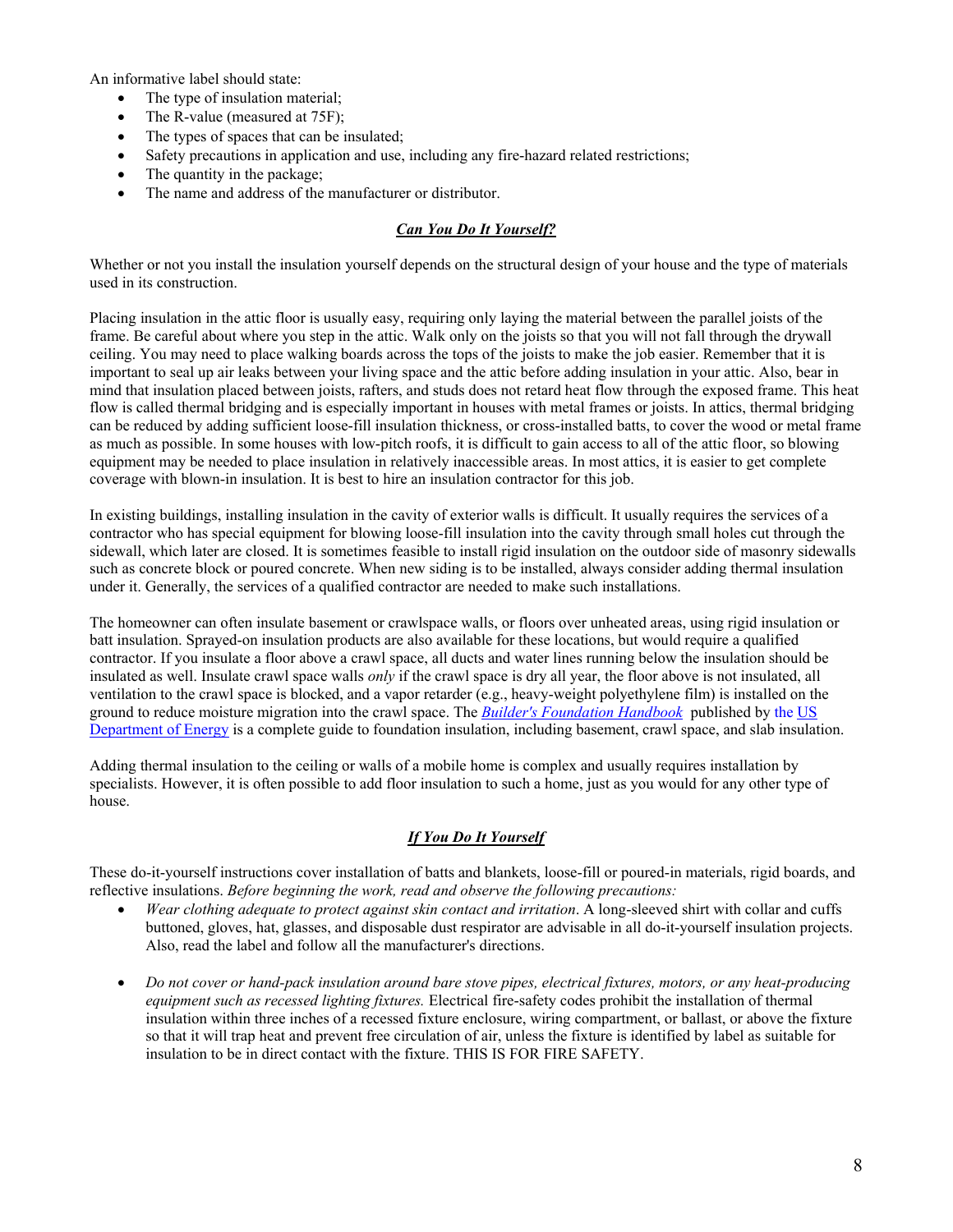An informative label should state:

- The type of insulation material;
- The R-value (measured at 75F);
- The types of spaces that can be insulated;
- Safety precautions in application and use, including any fire-hazard related restrictions;
- The quantity in the package;
- The name and address of the manufacturer or distributor.

## ***Can You Do It Yourself?***

Whether or not you install the insulation yourself depends on the structural design of your house and the type of materials used in its construction.

Placing insulation in the attic floor is usually easy, requiring only laying the material between the parallel joists of the frame. Be careful about where you step in the attic. Walk only on the joists so that you will not fall through the drywall ceiling. You may need to place walking boards across the tops of the joists to make the job easier. Remember that it is important to seal up air leaks between your living space and the attic before adding insulation in your attic. Also, bear in mind that insulation placed between joists, rafters, and studs does not retard heat flow through the exposed frame. This heat flow is called thermal bridging and is especially important in houses with metal frames or joists. In attics, thermal bridging can be reduced by adding sufficient loose-fill insulation thickness, or cross-installed batts, to cover the wood or metal frame as much as possible. In some houses with low-pitch roofs, it is difficult to gain access to all of the attic floor, so blowing equipment may be needed to place insulation in relatively inaccessible areas. In most attics, it is easier to get complete coverage with blown-in insulation. It is best to hire an insulation contractor for this job.

In existing buildings, installing insulation in the cavity of exterior walls is difficult. It usually requires the services of a contractor who has special equipment for blowing loose-fill insulation into the cavity through small holes cut through the sidewall, which later are closed. It is sometimes feasible to install rigid insulation on the outdoor side of masonry sidewalls such as concrete block or poured concrete. When new siding is to be installed, always consider adding thermal insulation under it. Generally, the services of a qualified contractor are needed to make such installations.

The homeowner can often insulate basement or crawlspace walls, or floors over unheated areas, using rigid insulation or batt insulation. Sprayed-on insulation products are also available for these locations, but would require a qualified contractor. If you insulate a floor above a crawl space, all ducts and water lines running below the insulation should be insulated as well. Insulate crawl space walls *only* if the crawl space is dry all year, the floor above is not insulated, all ventilation to the crawl space is blocked, and a vapor retarder (e.g., heavy-weight polyethylene film) is installed on the ground to reduce moisture migration into the crawl space. The ***Builder's Foundation Handbook*** published by the US Department of Energy is a complete guide to foundation insulation, including basement, crawl space, and slab insulation.

Adding thermal insulation to the ceiling or walls of a mobile home is complex and usually requires installation by specialists. However, it is often possible to add floor insulation to such a home, just as you would for any other type of house.

## ***If You Do It Yourself***

These do-it-yourself instructions cover installation of batts and blankets, loose-fill or poured-in materials, rigid boards, and reflective insulations. *Before beginning the work, read and observe the following precautions:*

- *Wear clothing adequate to protect against skin contact and irritation*. A long-sleeved shirt with collar and cuffs buttoned, gloves, hat, glasses, and disposable dust respirator are advisable in all do-it-yourself insulation projects. Also, read the label and follow all the manufacturer's directions.

- *Do not cover or hand-pack insulation around bare stove pipes, electrical fixtures, motors, or any heat-producing equipment such as recessed lighting fixtures.* Electrical fire-safety codes prohibit the installation of thermal insulation within three inches of a recessed fixture enclosure, wiring compartment, or ballast, or above the fixture so that it will trap heat and prevent free circulation of air, unless the fixture is identified by label as suitable for insulation to be in direct contact with the fixture. THIS IS FOR FIRE SAFETY.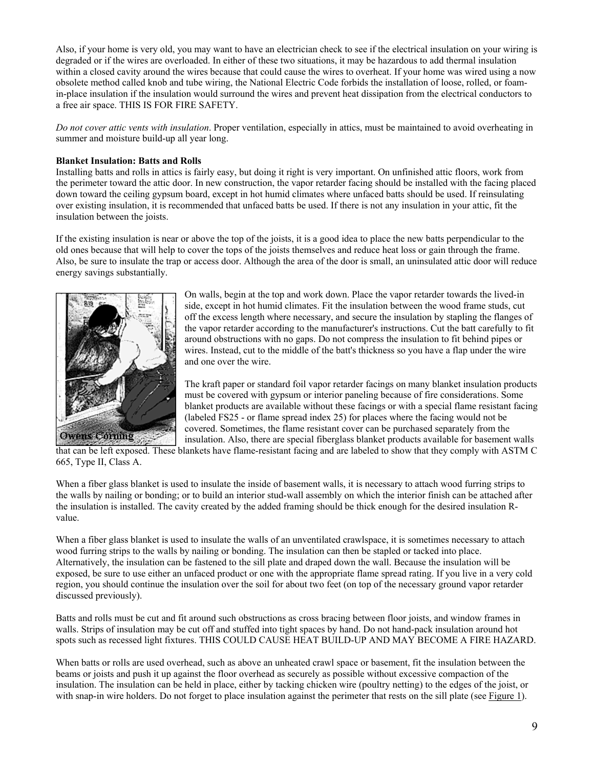Also, if your home is very old, you may want to have an electrician check to see if the electrical insulation on your wiring is degraded or if the wires are overloaded. In either of these two situations, it may be hazardous to add thermal insulation within a closed cavity around the wires because that could cause the wires to overheat. If your home was wired using a now obsolete method called knob and tube wiring, the National Electric Code forbids the installation of loose, rolled, or foam-in-place insulation if the insulation would surround the wires and prevent heat dissipation from the electrical conductors to a free air space. THIS IS FOR FIRE SAFETY.

*Do not cover attic vents with insulation*. Proper ventilation, especially in attics, must be maintained to avoid overheating in summer and moisture build-up all year long.

**Blanket Insulation: Batts and Rolls**

Installing batts and rolls in attics is fairly easy, but doing it right is very important. On unfinished attic floors, work from the perimeter toward the attic door. In new construction, the vapor retarder facing should be installed with the facing placed down toward the ceiling gypsum board, except in hot humid climates where unfaced batts should be used. If reinsulating over existing insulation, it is recommended that unfaced batts be used. If there is not any insulation in your attic, fit the insulation between the joists.

If the existing insulation is near or above the top of the joists, it is a good idea to place the new batts perpendicular to the old ones because that will help to cover the tops of the joists themselves and reduce heat loss or gain through the frame. Also, be sure to insulate the trap or access door. Although the area of the door is small, an uninsulated attic door will reduce energy savings substantially.

On walls, begin at the top and work down. Place the vapor retarder towards the lived-in side, except in hot humid climates. Fit the insulation between the wood frame studs, cut off the excess length where necessary, and secure the insulation by stapling the flanges of the vapor retarder according to the manufacturer's instructions. Cut the batt carefully to fit around obstructions with no gaps. Do not compress the insulation to fit behind pipes or wires. Instead, cut to the middle of the batt's thickness so you have a flap under the wire and one over the wire.

The kraft paper or standard foil vapor retarder facings on many blanket insulation products must be covered with gypsum or interior paneling because of fire considerations. Some blanket products are available without these facings or with a special flame resistant facing (labeled FS25 - or flame spread index 25) for places where the facing would not be covered. Sometimes, the flame resistant cover can be purchased separately from the insulation. Also, there are special fiberglass blanket products available for basement walls that can be left exposed. These blankets have flame-resistant facing and are labeled to show that they comply with ASTM C 665, Type II, Class A.

When a fiber glass blanket is used to insulate the inside of basement walls, it is necessary to attach wood furring strips to the walls by nailing or bonding; or to build an interior stud-wall assembly on which the interior finish can be attached after the insulation is installed. The cavity created by the added framing should be thick enough for the desired insulation R-value.

When a fiber glass blanket is used to insulate the walls of an unventilated crawlspace, it is sometimes necessary to attach wood furring strips to the walls by nailing or bonding. The insulation can then be stapled or tacked into place. Alternatively, the insulation can be fastened to the sill plate and draped down the wall. Because the insulation will be exposed, be sure to use either an unfaced product or one with the appropriate flame spread rating. If you live in a very cold region, you should continue the insulation over the soil for about two feet (on top of the necessary ground vapor retarder discussed previously).

Batts and rolls must be cut and fit around such obstructions as cross bracing between floor joists, and window frames in walls. Strips of insulation may be cut off and stuffed into tight spaces by hand. Do not hand-pack insulation around hot spots such as recessed light fixtures. THIS COULD CAUSE HEAT BUILD-UP AND MAY BECOME A FIRE HAZARD.

When batts or rolls are used overhead, such as above an unheated crawl space or basement, fit the insulation between the beams or joists and push it up against the floor overhead as securely as possible without excessive compaction of the insulation. The insulation can be held in place, either by tacking chicken wire (poultry netting) to the edges of the joist, or with snap-in wire holders. Do not forget to place insulation against the perimeter that rests on the sill plate (see Figure 1).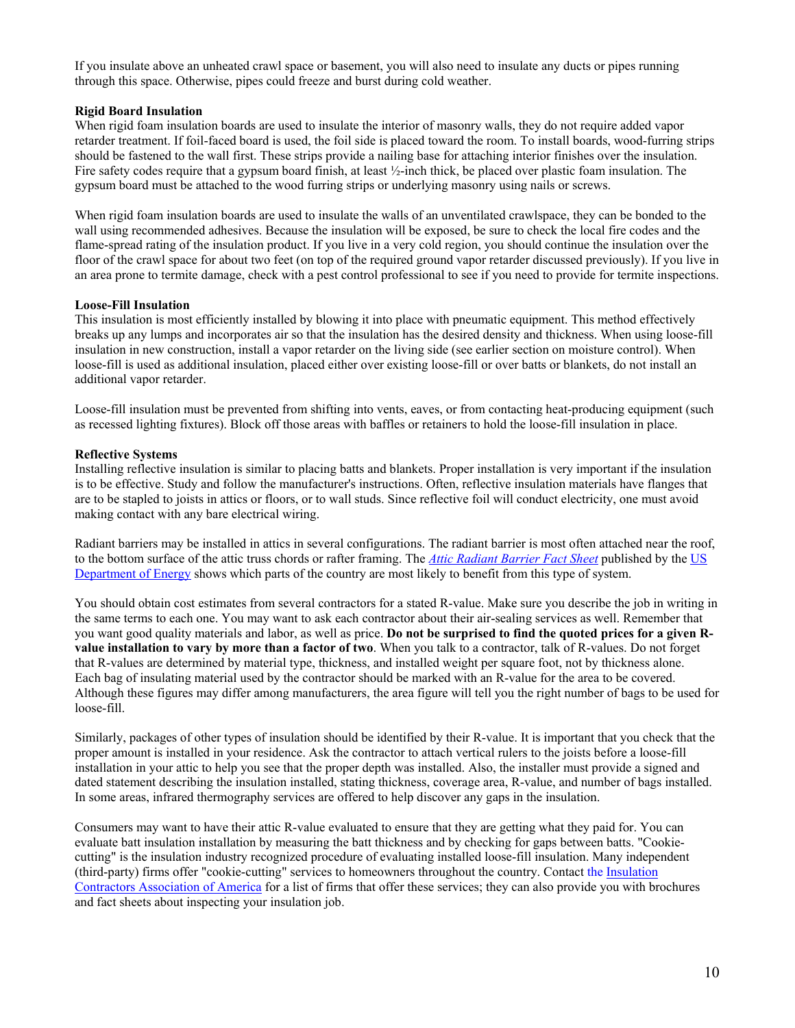If you insulate above an unheated crawl space or basement, you will also need to insulate any ducts or pipes running through this space. Otherwise, pipes could freeze and burst during cold weather.

**Rigid Board Insulation**

When rigid foam insulation boards are used to insulate the interior of masonry walls, they do not require added vapor retarder treatment. If foil-faced board is used, the foil side is placed toward the room. To install boards, wood-furring strips should be fastened to the wall first. These strips provide a nailing base for attaching interior finishes over the insulation. Fire safety codes require that a gypsum board finish, at least ½-inch thick, be placed over plastic foam insulation. The gypsum board must be attached to the wood furring strips or underlying masonry using nails or screws.

When rigid foam insulation boards are used to insulate the walls of an unventilated crawlspace, they can be bonded to the wall using recommended adhesives. Because the insulation will be exposed, be sure to check the local fire codes and the flame-spread rating of the insulation product. If you live in a very cold region, you should continue the insulation over the floor of the crawl space for about two feet (on top of the required ground vapor retarder discussed previously). If you live in an area prone to termite damage, check with a pest control professional to see if you need to provide for termite inspections.

**Loose-Fill Insulation**

This insulation is most efficiently installed by blowing it into place with pneumatic equipment. This method effectively breaks up any lumps and incorporates air so that the insulation has the desired density and thickness. When using loose-fill insulation in new construction, install a vapor retarder on the living side (see earlier section on moisture control). When loose-fill is used as additional insulation, placed either over existing loose-fill or over batts or blankets, do not install an additional vapor retarder.

Loose-fill insulation must be prevented from shifting into vents, eaves, or from contacting heat-producing equipment (such as recessed lighting fixtures). Block off those areas with baffles or retainers to hold the loose-fill insulation in place.

**Reflective Systems**

Installing reflective insulation is similar to placing batts and blankets. Proper installation is very important if the insulation is to be effective. Study and follow the manufacturer's instructions. Often, reflective insulation materials have flanges that are to be stapled to joists in attics or floors, or to wall studs. Since reflective foil will conduct electricity, one must avoid making contact with any bare electrical wiring.

Radiant barriers may be installed in attics in several configurations. The radiant barrier is most often attached near the roof, to the bottom surface of the attic truss chords or rafter framing. The *Attic Radiant Barrier Fact Sheet* published by the US Department of Energy shows which parts of the country are most likely to benefit from this type of system.

You should obtain cost estimates from several contractors for a stated R-value. Make sure you describe the job in writing in the same terms to each one. You may want to ask each contractor about their air-sealing services as well. Remember that you want good quality materials and labor, as well as price. **Do not be surprised to find the quoted prices for a given R-value installation to vary by more than a factor of two**. When you talk to a contractor, talk of R-values. Do not forget that R-values are determined by material type, thickness, and installed weight per square foot, not by thickness alone. Each bag of insulating material used by the contractor should be marked with an R-value for the area to be covered. Although these figures may differ among manufacturers, the area figure will tell you the right number of bags to be used for loose-fill.

Similarly, packages of other types of insulation should be identified by their R-value. It is important that you check that the proper amount is installed in your residence. Ask the contractor to attach vertical rulers to the joists before a loose-fill installation in your attic to help you see that the proper depth was installed. Also, the installer must provide a signed and dated statement describing the insulation installed, stating thickness, coverage area, R-value, and number of bags installed. In some areas, infrared thermography services are offered to help discover any gaps in the insulation.

Consumers may want to have their attic R-value evaluated to ensure that they are getting what they paid for. You can evaluate batt insulation installation by measuring the batt thickness and by checking for gaps between batts. "Cookie-cutting" is the insulation industry recognized procedure of evaluating installed loose-fill insulation. Many independent (third-party) firms offer "cookie-cutting" services to homeowners throughout the country. Contact the Insulation Contractors Association of America for a list of firms that offer these services; they can also provide you with brochures and fact sheets about inspecting your insulation job.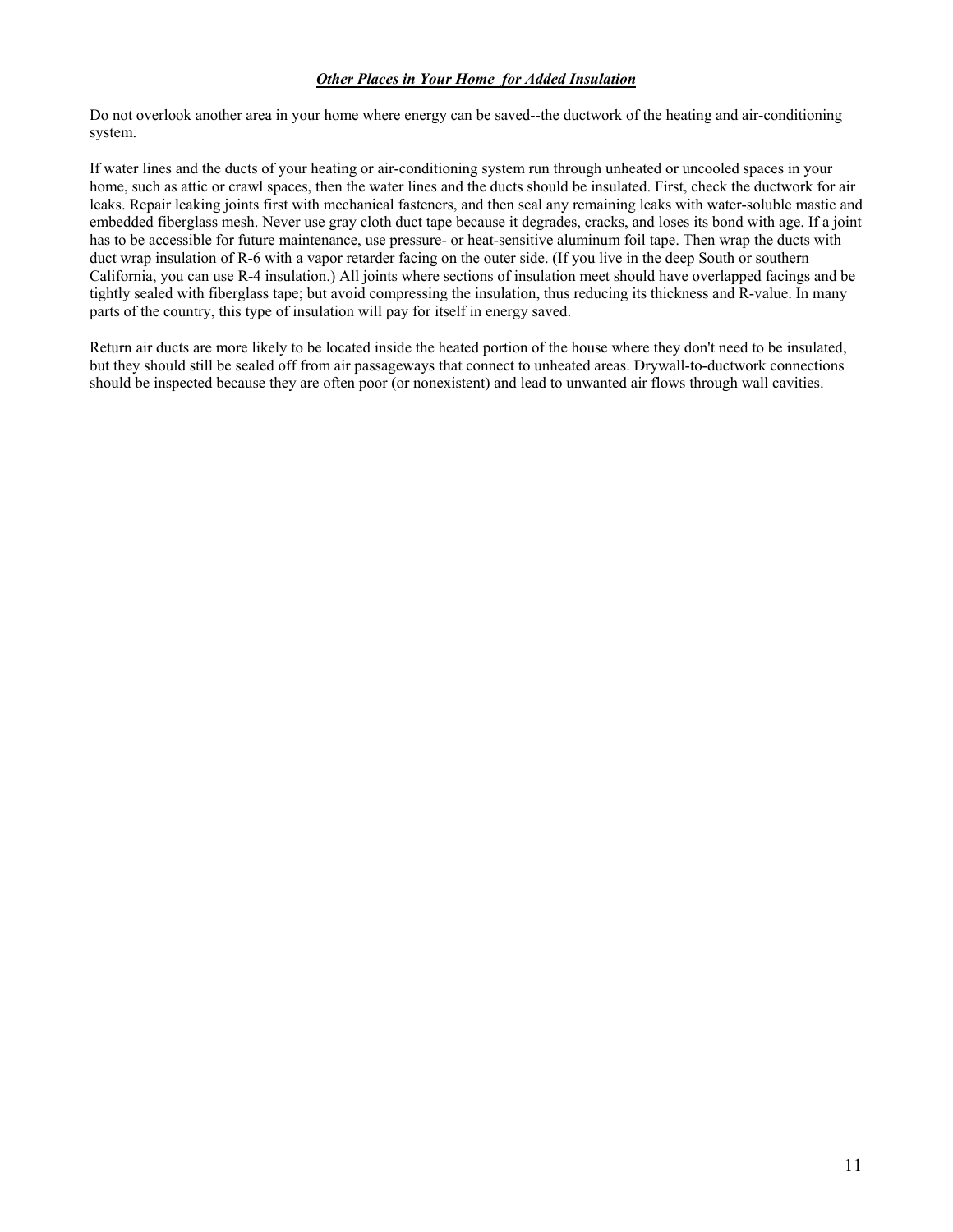### ***Other Places in Your Home for Added Insulation***

Do not overlook another area in your home where energy can be saved--the ductwork of the heating and air-conditioning system.

If water lines and the ducts of your heating or air-conditioning system run through unheated or uncooled spaces in your home, such as attic or crawl spaces, then the water lines and the ducts should be insulated. First, check the ductwork for air leaks. Repair leaking joints first with mechanical fasteners, and then seal any remaining leaks with water-soluble mastic and embedded fiberglass mesh. Never use gray cloth duct tape because it degrades, cracks, and loses its bond with age. If a joint has to be accessible for future maintenance, use pressure- or heat-sensitive aluminum foil tape. Then wrap the ducts with duct wrap insulation of R-6 with a vapor retarder facing on the outer side. (If you live in the deep South or southern California, you can use R-4 insulation.) All joints where sections of insulation meet should have overlapped facings and be tightly sealed with fiberglass tape; but avoid compressing the insulation, thus reducing its thickness and R-value. In many parts of the country, this type of insulation will pay for itself in energy saved.

Return air ducts are more likely to be located inside the heated portion of the house where they don't need to be insulated, but they should still be sealed off from air passageways that connect to unheated areas. Drywall-to-ductwork connections should be inspected because they are often poor (or nonexistent) and lead to unwanted air flows through wall cavities.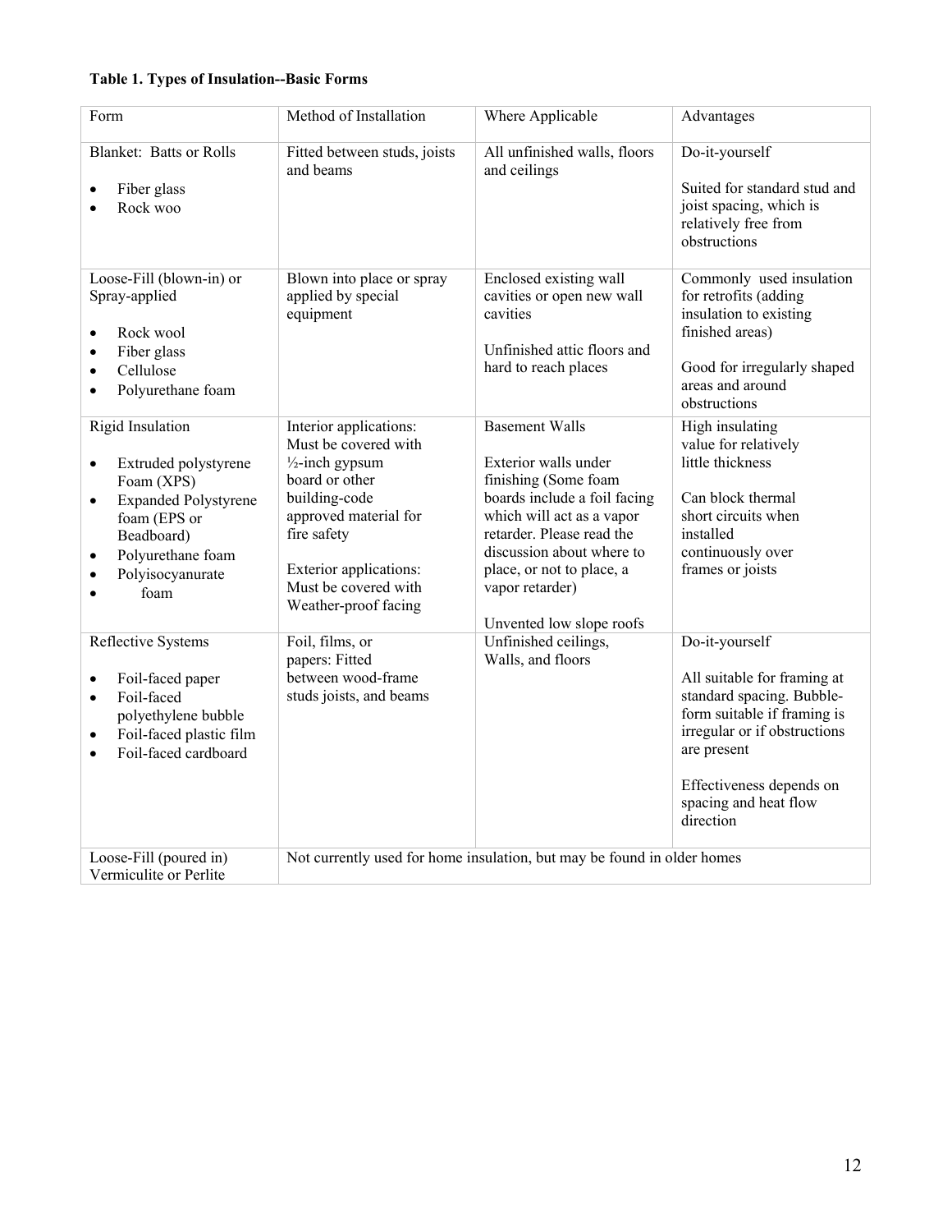**Table 1. Types of Insulation--Basic Forms**

| Form | Method of Installation | Where Applicable | Advantages |
|---|---|---|---|
| Blanket: Batts or Rolls<br><br>• Fiber glass<br>• Rock woo | Fitted between studs, joists and beams | All unfinished walls, floors and ceilings | Do-it-yourself<br><br>Suited for standard stud and joist spacing, which is relatively free from obstructions |
| Loose-Fill (blown-in) or Spray-applied<br><br>• Rock wool<br>• Fiber glass<br>• Cellulose<br>• Polyurethane foam | Blown into place or spray applied by special equipment | Enclosed existing wall cavities or open new wall cavities<br><br>Unfinished attic floors and hard to reach places | Commonly used insulation for retrofits (adding insulation to existing finished areas)<br><br>Good for irregularly shaped areas and around obstructions |
| Rigid Insulation<br><br>• Extruded polystyrene Foam (XPS)<br>• Expanded Polystyrene foam (EPS or Beadboard)<br>• Polyurethane foam<br>• Polyisocyanurate<br>• foam | Interior applications: Must be covered with ½-inch gypsum board or other building-code approved material for fire safety<br><br>Exterior applications: Must be covered with Weather-proof facing | Basement Walls<br><br>Exterior walls under finishing (Some foam boards include a foil facing which will act as a vapor retarder. Please read the discussion about where to place, or not to place, a vapor retarder)<br><br>Unvented low slope roofs | High insulating value for relatively little thickness<br><br>Can block thermal short circuits when installed continuously over frames or joists |
| Reflective Systems<br><br>• Foil-faced paper<br>• Foil-faced polyethylene bubble<br>• Foil-faced plastic film<br>• Foil-faced cardboard | Foil, films, or papers: Fitted between wood-frame studs joists, and beams | Unfinished ceilings, Walls, and floors | Do-it-yourself<br><br>All suitable for framing at standard spacing. Bubble-form suitable if framing is irregular or if obstructions are present<br><br>Effectiveness depends on spacing and heat flow direction |
| Loose-Fill (poured in) Vermiculite or Perlite | Not currently used for home insulation, but may be found in older homes | | |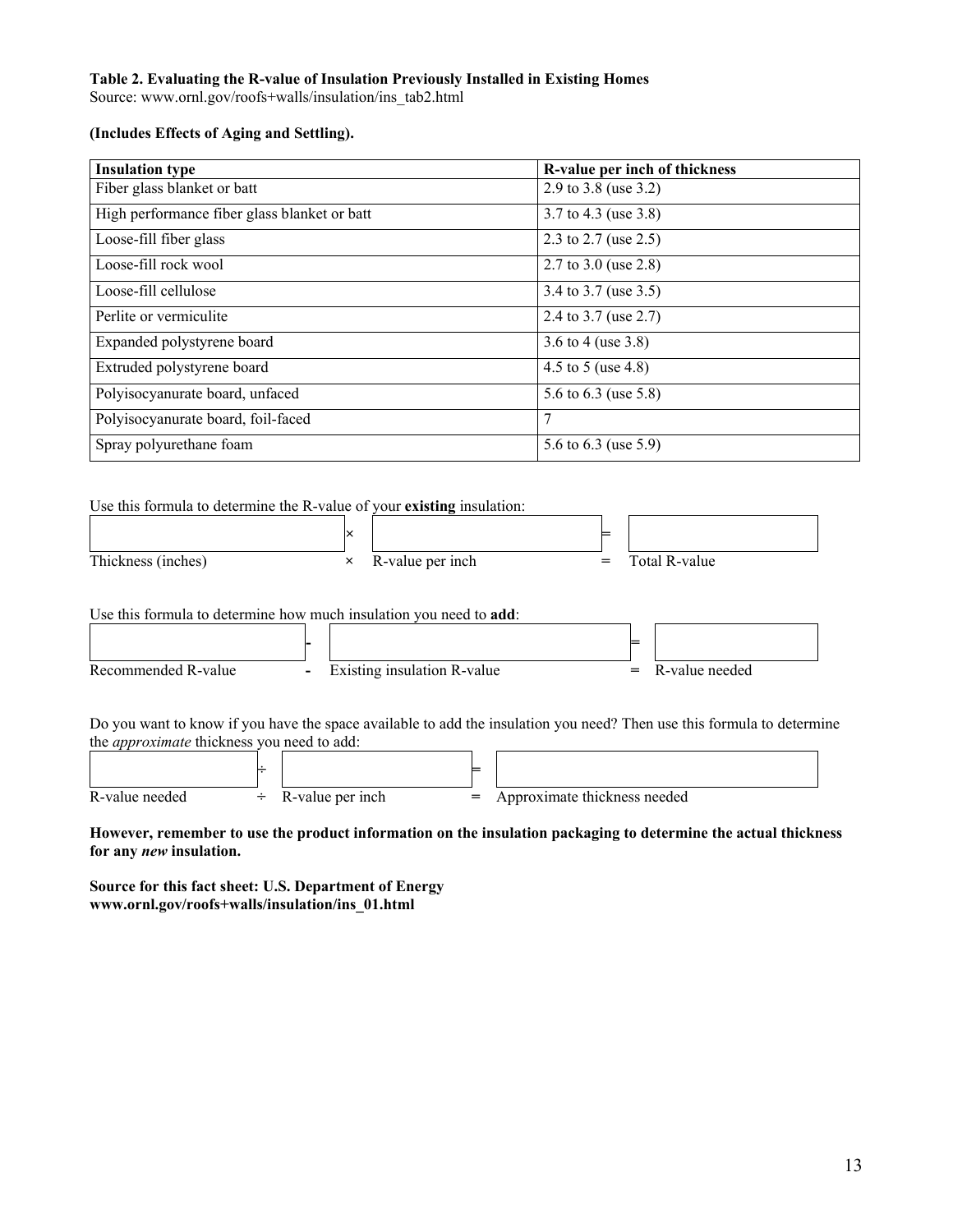**Table 2. Evaluating the R-value of Insulation Previously Installed in Existing Homes**
Source: www.ornl.gov/roofs+walls/insulation/ins_tab2.html

**(Includes Effects of Aging and Settling).**

| Insulation type | R-value per inch of thickness |
|---|---|
| Fiber glass blanket or batt | 2.9 to 3.8 (use 3.2) |
| High performance fiber glass blanket or batt | 3.7 to 4.3 (use 3.8) |
| Loose-fill fiber glass | 2.3 to 2.7 (use 2.5) |
| Loose-fill rock wool | 2.7 to 3.0 (use 2.8) |
| Loose-fill cellulose | 3.4 to 3.7 (use 3.5) |
| Perlite or vermiculite | 2.4 to 3.7 (use 2.7) |
| Expanded polystyrene board | 3.6 to 4 (use 3.8) |
| Extruded polystyrene board | 4.5 to 5 (use 4.8) |
| Polyisocyanurate board, unfaced | 5.6 to 6.3 (use 5.8) |
| Polyisocyanurate board, foil-faced | 7 |
| Spray polyurethane foam | 5.6 to 6.3 (use 5.9) |

Use this formula to determine the R-value of your **existing** insulation:

| | × | | = | |
|---|---|---|---|---|
| Thickness (inches) | × | R-value per inch | = | Total R-value |

Use this formula to determine how much insulation you need to **add**:

| | - | | = | |
|---|---|---|---|---|
| Recommended R-value | - | Existing insulation R-value | = | R-value needed |

Do you want to know if you have the space available to add the insulation you need? Then use this formula to determine the *approximate* thickness you need to add:

| | ÷ | | = | |
|---|---|---|---|---|
| R-value needed | ÷ | R-value per inch | = | Approximate thickness needed |

**However, remember to use the product information on the insulation packaging to determine the actual thickness for any *new* insulation.**

**Source for this fact sheet: U.S. Department of Energy**
**www.ornl.gov/roofs+walls/insulation/ins_01.html**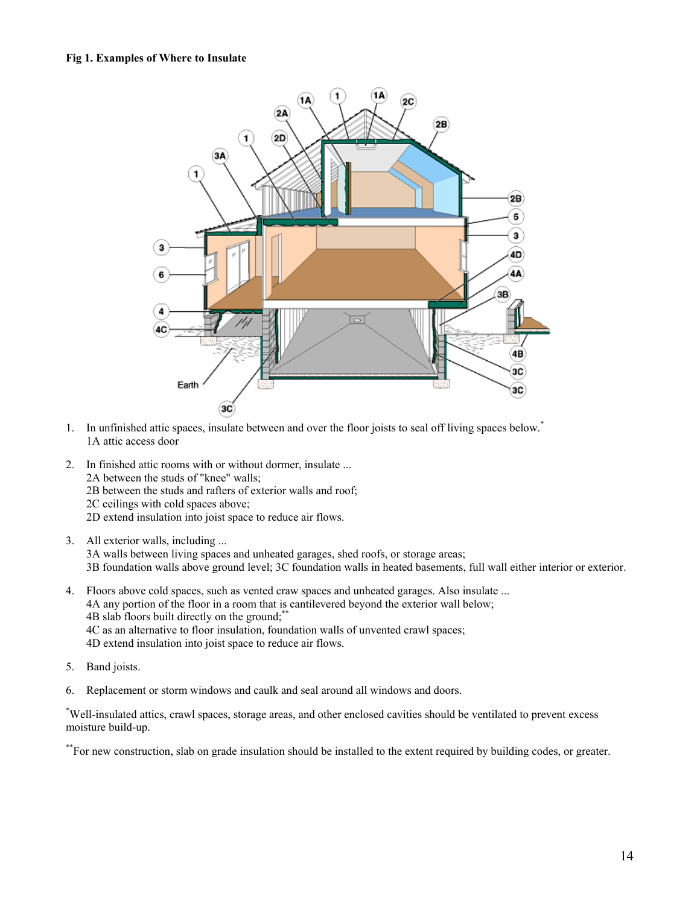**Fig 1. Examples of Where to Insulate**

1A
1
1A
2C
2A
2B
1
2D
3A
1
2B
5
3
3
6
4D
4A
3B
4
4C
Earth
4B
3C
3C
3C

1. In unfinished attic spaces, insulate between and over the floor joists to seal off living spaces below.[*]
   1A attic access door

2. In finished attic rooms with or without dormer, insulate ...
   2A between the studs of "knee" walls;
   2B between the studs and rafters of exterior walls and roof;
   2C ceilings with cold spaces above;
   2D extend insulation into joist space to reduce air flows.

3. All exterior walls, including ...
   3A walls between living spaces and unheated garages, shed roofs, or storage areas;
   3B foundation walls above ground level; 3C foundation walls in heated basements, full wall either interior or exterior.

4. Floors above cold spaces, such as vented craw spaces and unheated garages. Also insulate ...
   4A any portion of the floor in a room that is cantilevered beyond the exterior wall below;
   4B slab floors built directly on the ground;[**]
   4C as an alternative to floor insulation, foundation walls of unvented crawl spaces;
   4D extend insulation into joist space to reduce air flows.

5. Band joists.

6. Replacement or storm windows and caulk and seal around all windows and doors.

[*]Well-insulated attics, crawl spaces, storage areas, and other enclosed cavities should be ventilated to prevent excess moisture build-up.

[**]For new construction, slab on grade insulation should be installed to the extent required by building codes, or greater.